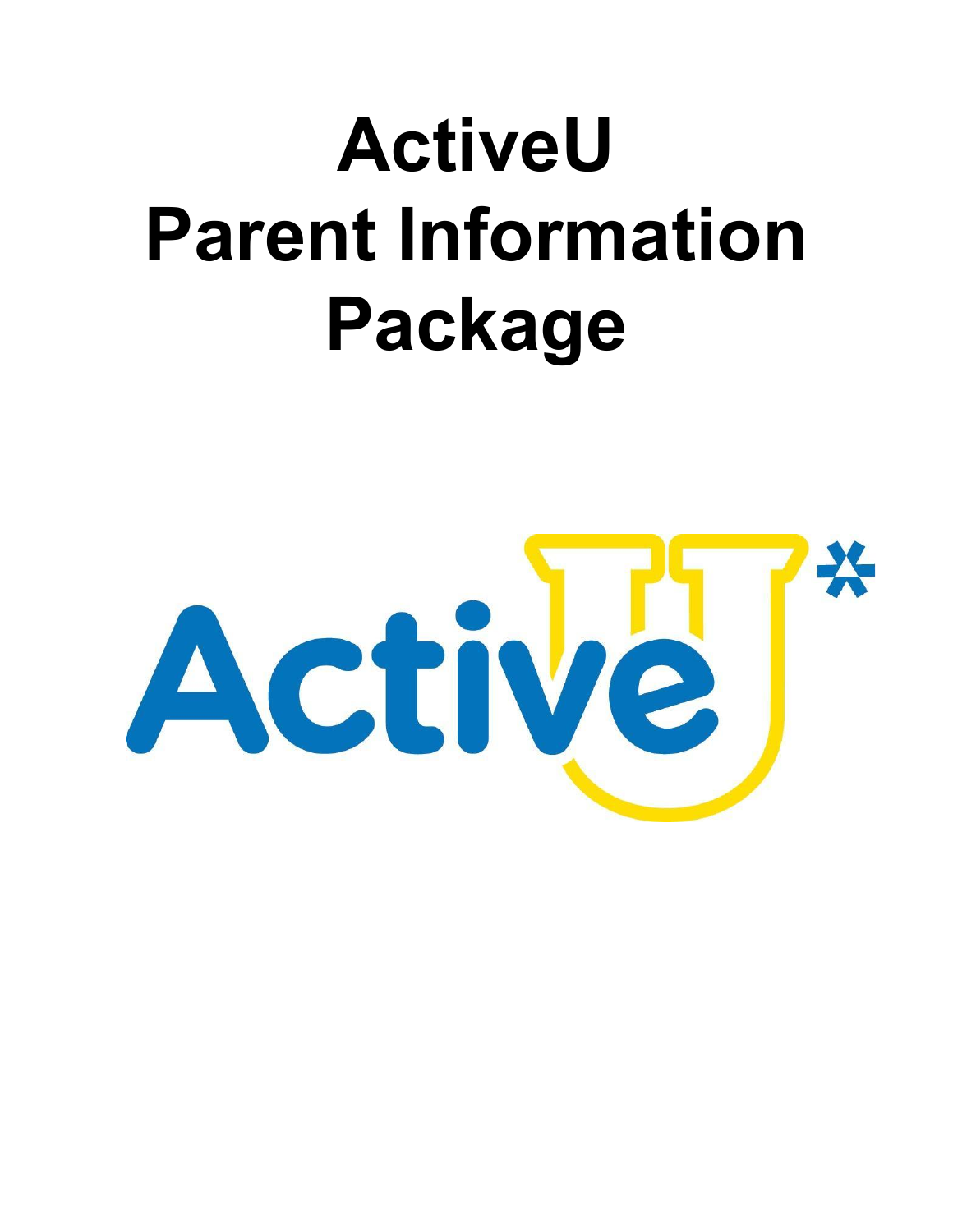# ActiveU Parent Information Package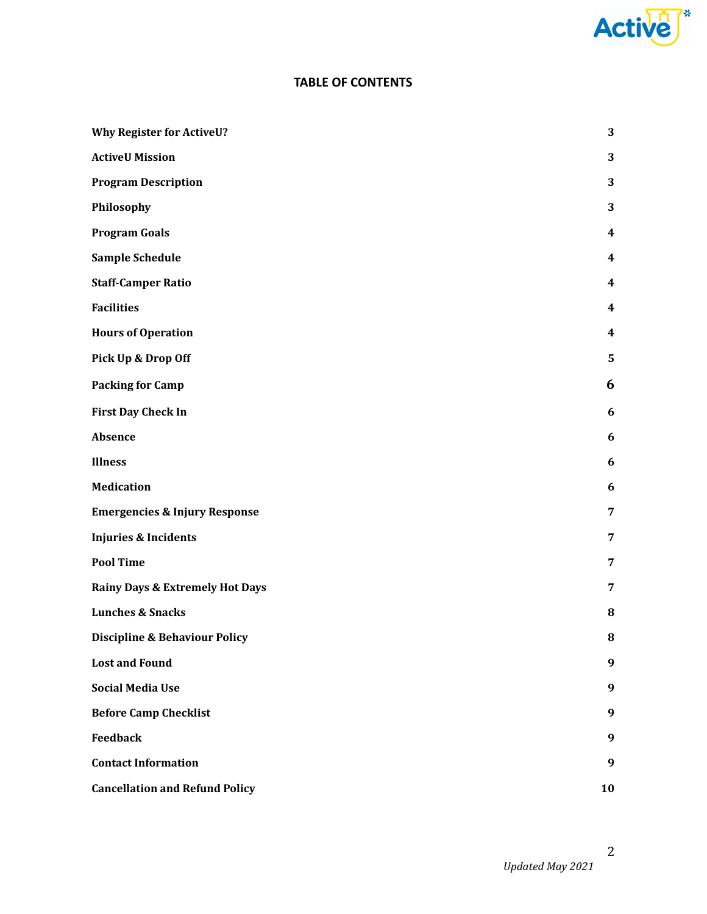# TABLE OF CONTENTS

| | |
|---|---|
| **Why Register for ActiveU?** | **3** |
| **ActiveU Mission** | **3** |
| **Program Description** | **3** |
| **Philosophy** | **3** |
| **Program Goals** | **4** |
| **Sample Schedule** | **4** |
| **Staff-Camper Ratio** | **4** |
| **Facilities** | **4** |
| **Hours of Operation** | **4** |
| **Pick Up & Drop Off** | **5** |
| **Packing for Camp** | **6** |
| **First Day Check In** | **6** |
| **Absence** | **6** |
| **Illness** | **6** |
| **Medication** | **6** |
| **Emergencies & Injury Response** | **7** |
| **Injuries & Incidents** | **7** |
| **Pool Time** | **7** |
| **Rainy Days & Extremely Hot Days** | **7** |
| **Lunches & Snacks** | **8** |
| **Discipline & Behaviour Policy** | **8** |
| **Lost and Found** | **9** |
| **Social Media Use** | **9** |
| **Before Camp Checklist** | **9** |
| **Feedback** | **9** |
| **Contact Information** | **9** |
| **Cancellation and Refund Policy** | **10** |

*Updated May 2021*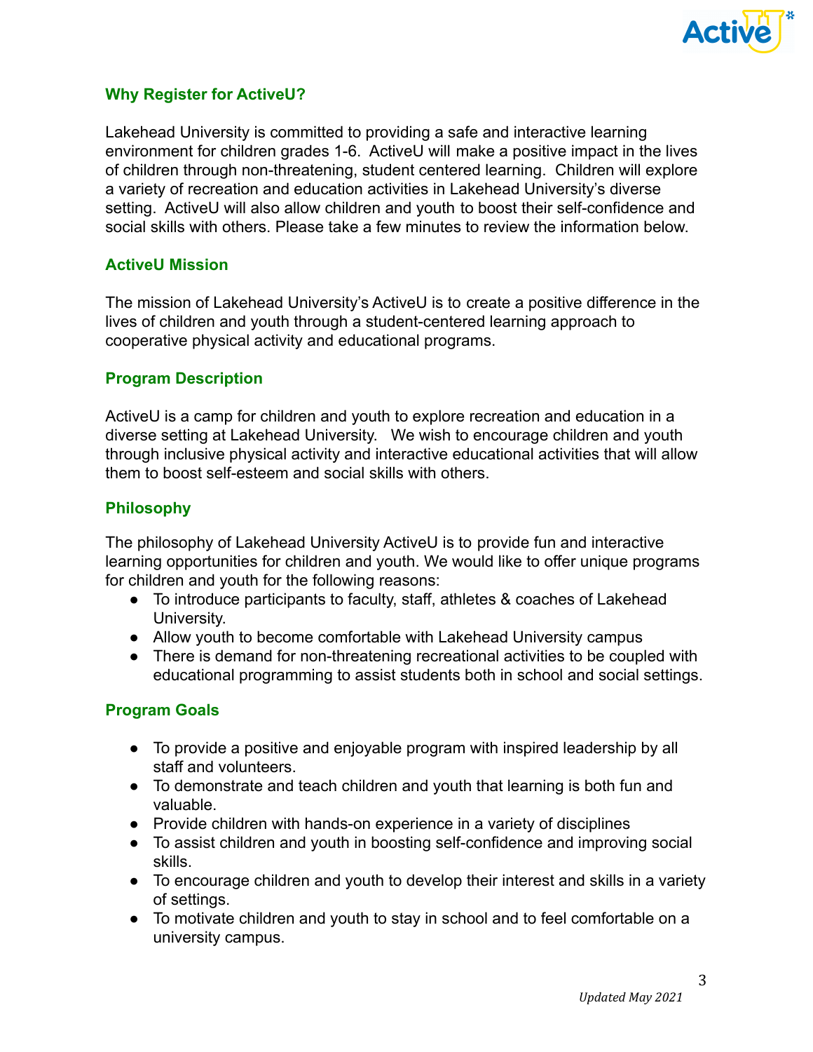## Why Register for ActiveU?

Lakehead University is committed to providing a safe and interactive learning environment for children grades 1-6. ActiveU will make a positive impact in the lives of children through non-threatening, student centered learning. Children will explore a variety of recreation and education activities in Lakehead University's diverse setting. ActiveU will also allow children and youth to boost their self-confidence and social skills with others. Please take a few minutes to review the information below.

## ActiveU Mission

The mission of Lakehead University's ActiveU is to create a positive difference in the lives of children and youth through a student-centered learning approach to cooperative physical activity and educational programs.

## Program Description

ActiveU is a camp for children and youth to explore recreation and education in a diverse setting at Lakehead University. We wish to encourage children and youth through inclusive physical activity and interactive educational activities that will allow them to boost self-esteem and social skills with others.

## Philosophy

The philosophy of Lakehead University ActiveU is to provide fun and interactive learning opportunities for children and youth. We would like to offer unique programs for children and youth for the following reasons:

- To introduce participants to faculty, staff, athletes & coaches of Lakehead University.
- Allow youth to become comfortable with Lakehead University campus
- There is demand for non-threatening recreational activities to be coupled with educational programming to assist students both in school and social settings.

## Program Goals

- To provide a positive and enjoyable program with inspired leadership by all staff and volunteers.
- To demonstrate and teach children and youth that learning is both fun and valuable.
- Provide children with hands-on experience in a variety of disciplines
- To assist children and youth in boosting self-confidence and improving social skills.
- To encourage children and youth to develop their interest and skills in a variety of settings.
- To motivate children and youth to stay in school and to feel comfortable on a university campus.

*Updated May 2021*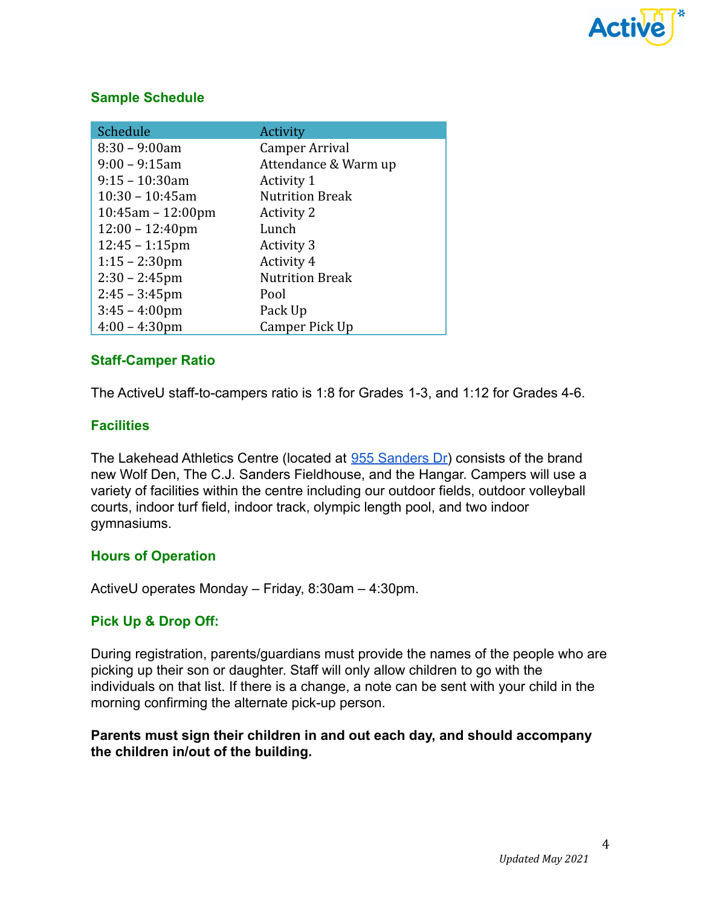### Sample Schedule

| Schedule | Activity |
|---|---|
| 8:30 – 9:00am | Camper Arrival |
| 9:00 – 9:15am | Attendance & Warm up |
| 9:15 – 10:30am | Activity 1 |
| 10:30 – 10:45am | Nutrition Break |
| 10:45am – 12:00pm | Activity 2 |
| 12:00 – 12:40pm | Lunch |
| 12:45 – 1:15pm | Activity 3 |
| 1:15 – 2:30pm | Activity 4 |
| 2:30 – 2:45pm | Nutrition Break |
| 2:45 – 3:45pm | Pool |
| 3:45 – 4:00pm | Pack Up |
| 4:00 – 4:30pm | Camper Pick Up |

### Staff-Camper Ratio

The ActiveU staff-to-campers ratio is 1:8 for Grades 1-3, and 1:12 for Grades 4-6.

### Facilities

The Lakehead Athletics Centre (located at 955 Sanders Dr) consists of the brand new Wolf Den, The C.J. Sanders Fieldhouse, and the Hangar. Campers will use a variety of facilities within the centre including our outdoor fields, outdoor volleyball courts, indoor turf field, indoor track, olympic length pool, and two indoor gymnasiums.

### Hours of Operation

ActiveU operates Monday – Friday, 8:30am – 4:30pm.

### Pick Up & Drop Off:

During registration, parents/guardians must provide the names of the people who are picking up their son or daughter. Staff will only allow children to go with the individuals on that list. If there is a change, a note can be sent with your child in the morning confirming the alternate pick-up person.

**Parents must sign their children in and out each day, and should accompany the children in/out of the building.**

*Updated May 2021*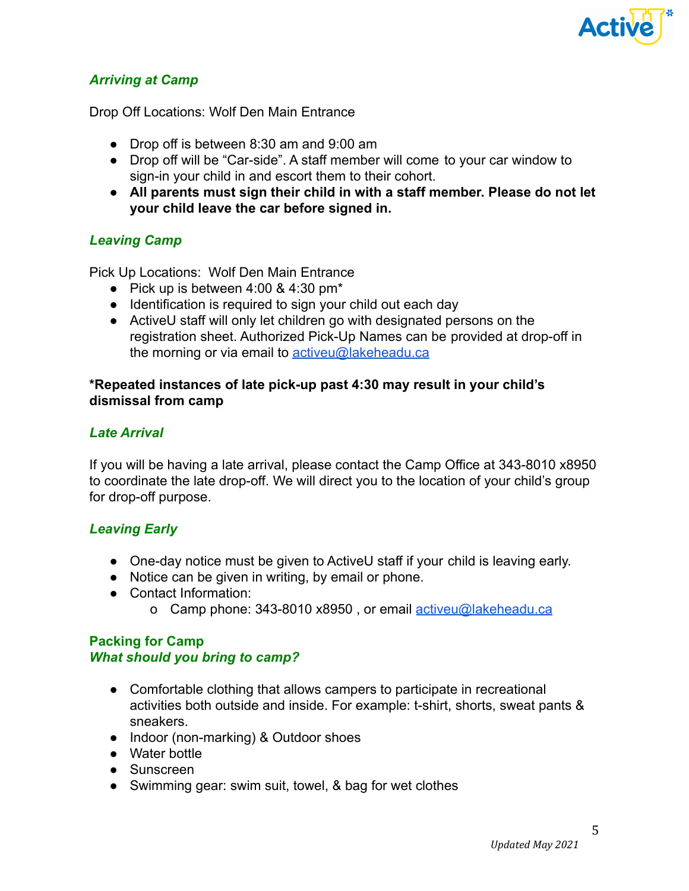### *Arriving at Camp*

Drop Off Locations: Wolf Den Main Entrance

- Drop off is between 8:30 am and 9:00 am
- Drop off will be "Car-side". A staff member will come to your car window to sign-in your child in and escort them to their cohort.
- **All parents must sign their child in with a staff member. Please do not let your child leave the car before signed in.**

### *Leaving Camp*

Pick Up Locations: Wolf Den Main Entrance

- Pick up is between 4:00 & 4:30 pm*
- Identification is required to sign your child out each day
- ActiveU staff will only let children go with designated persons on the registration sheet. Authorized Pick-Up Names can be provided at drop-off in the morning or via email to activeu@lakeheadu.ca

**\*Repeated instances of late pick-up past 4:30 may result in your child's dismissal from camp**

### *Late Arrival*

If you will be having a late arrival, please contact the Camp Office at 343-8010 x8950 to coordinate the late drop-off. We will direct you to the location of your child's group for drop-off purpose.

### *Leaving Early*

- One-day notice must be given to ActiveU staff if your child is leaving early.
- Notice can be given in writing, by email or phone.
- Contact Information:
  - Camp phone: 343-8010 x8950 , or email activeu@lakeheadu.ca

### Packing for Camp

### *What should you bring to camp?*

- Comfortable clothing that allows campers to participate in recreational activities both outside and inside. For example: t-shirt, shorts, sweat pants & sneakers.
- Indoor (non-marking) & Outdoor shoes
- Water bottle
- Sunscreen
- Swimming gear: swim suit, towel, & bag for wet clothes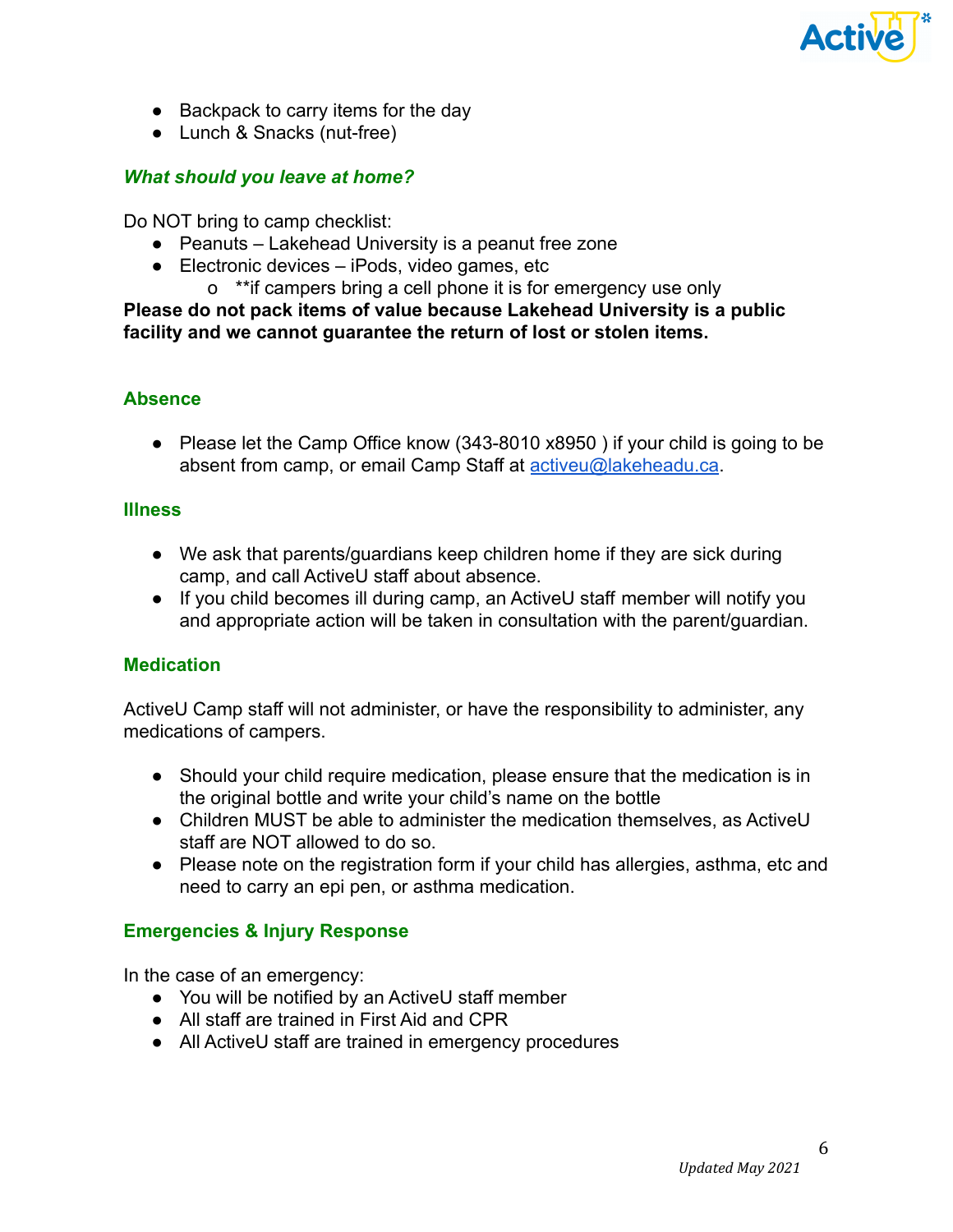- Backpack to carry items for the day
- Lunch & Snacks (nut-free)

### *What should you leave at home?*

Do NOT bring to camp checklist:

- Peanuts – Lakehead University is a peanut free zone
- Electronic devices – iPods, video games, etc
    - **if campers bring a cell phone it is for emergency use only

**Please do not pack items of value because Lakehead University is a public facility and we cannot guarantee the return of lost or stolen items.**

### Absence

- Please let the Camp Office know (343-8010 x8950 ) if your child is going to be absent from camp, or email Camp Staff at activeu@lakeheadu.ca.

### Illness

- We ask that parents/guardians keep children home if they are sick during camp, and call ActiveU staff about absence.
- If you child becomes ill during camp, an ActiveU staff member will notify you and appropriate action will be taken in consultation with the parent/guardian.

### Medication

ActiveU Camp staff will not administer, or have the responsibility to administer, any medications of campers.

- Should your child require medication, please ensure that the medication is in the original bottle and write your child's name on the bottle
- Children MUST be able to administer the medication themselves, as ActiveU staff are NOT allowed to do so.
- Please note on the registration form if your child has allergies, asthma, etc and need to carry an epi pen, or asthma medication.

### Emergencies & Injury Response

In the case of an emergency:

- You will be notified by an ActiveU staff member
- All staff are trained in First Aid and CPR
- All ActiveU staff are trained in emergency procedures

*Updated May 2021*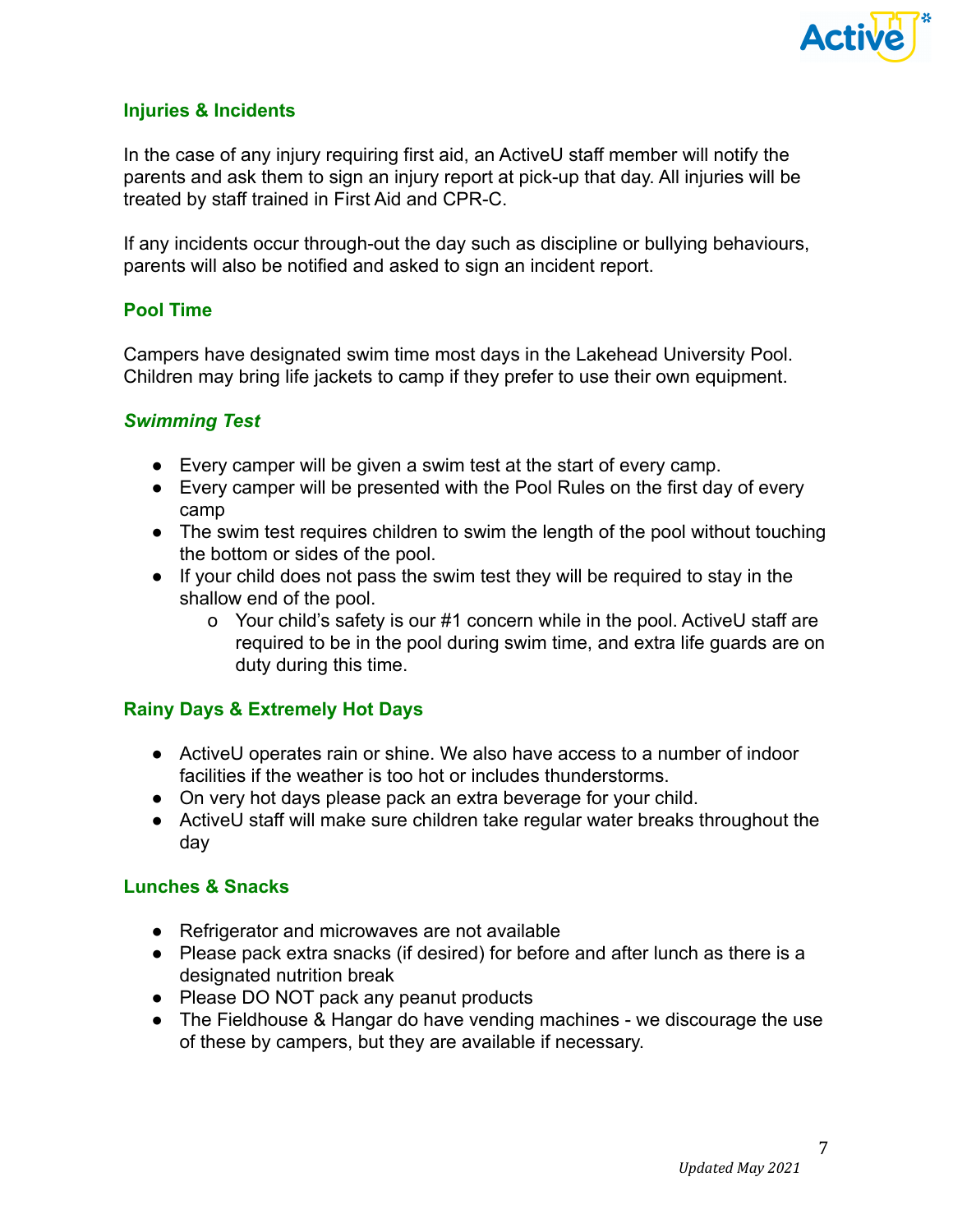## Injuries & Incidents

In the case of any injury requiring first aid, an ActiveU staff member will notify the parents and ask them to sign an injury report at pick-up that day. All injuries will be treated by staff trained in First Aid and CPR-C.

If any incidents occur through-out the day such as discipline or bullying behaviours, parents will also be notified and asked to sign an incident report.

## Pool Time

Campers have designated swim time most days in the Lakehead University Pool. Children may bring life jackets to camp if they prefer to use their own equipment.

### *Swimming Test*

- Every camper will be given a swim test at the start of every camp.
- Every camper will be presented with the Pool Rules on the first day of every camp
- The swim test requires children to swim the length of the pool without touching the bottom or sides of the pool.
- If your child does not pass the swim test they will be required to stay in the shallow end of the pool.
  - Your child's safety is our #1 concern while in the pool. ActiveU staff are required to be in the pool during swim time, and extra life guards are on duty during this time.

## Rainy Days & Extremely Hot Days

- ActiveU operates rain or shine. We also have access to a number of indoor facilities if the weather is too hot or includes thunderstorms.
- On very hot days please pack an extra beverage for your child.
- ActiveU staff will make sure children take regular water breaks throughout the day

## Lunches & Snacks

- Refrigerator and microwaves are not available
- Please pack extra snacks (if desired) for before and after lunch as there is a designated nutrition break
- Please DO NOT pack any peanut products
- The Fieldhouse & Hangar do have vending machines - we discourage the use of these by campers, but they are available if necessary.

*Updated May 2021*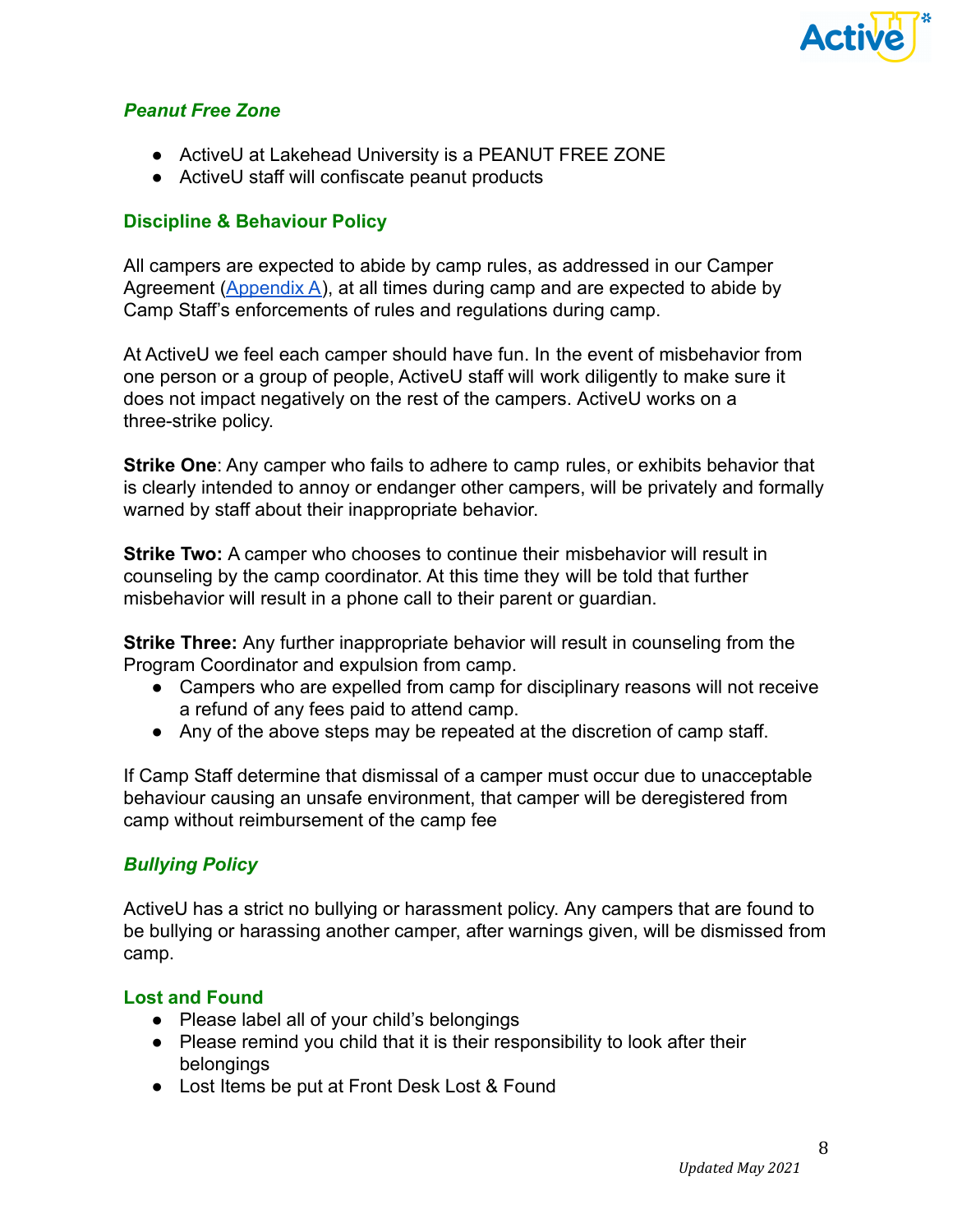### *Peanut Free Zone*

- ActiveU at Lakehead University is a PEANUT FREE ZONE
- ActiveU staff will confiscate peanut products

### Discipline & Behaviour Policy

All campers are expected to abide by camp rules, as addressed in our Camper Agreement (Appendix A), at all times during camp and are expected to abide by Camp Staff's enforcements of rules and regulations during camp.

At ActiveU we feel each camper should have fun. In the event of misbehavior from one person or a group of people, ActiveU staff will work diligently to make sure it does not impact negatively on the rest of the campers. ActiveU works on a three-strike policy.

**Strike One**: Any camper who fails to adhere to camp rules, or exhibits behavior that is clearly intended to annoy or endanger other campers, will be privately and formally warned by staff about their inappropriate behavior.

**Strike Two:** A camper who chooses to continue their misbehavior will result in counseling by the camp coordinator. At this time they will be told that further misbehavior will result in a phone call to their parent or guardian.

**Strike Three:** Any further inappropriate behavior will result in counseling from the Program Coordinator and expulsion from camp.

- Campers who are expelled from camp for disciplinary reasons will not receive a refund of any fees paid to attend camp.
- Any of the above steps may be repeated at the discretion of camp staff.

If Camp Staff determine that dismissal of a camper must occur due to unacceptable behaviour causing an unsafe environment, that camper will be deregistered from camp without reimbursement of the camp fee

### *Bullying Policy*

ActiveU has a strict no bullying or harassment policy. Any campers that are found to be bullying or harassing another camper, after warnings given, will be dismissed from camp.

### Lost and Found

- Please label all of your child's belongings
- Please remind you child that it is their responsibility to look after their belongings
- Lost Items be put at Front Desk Lost & Found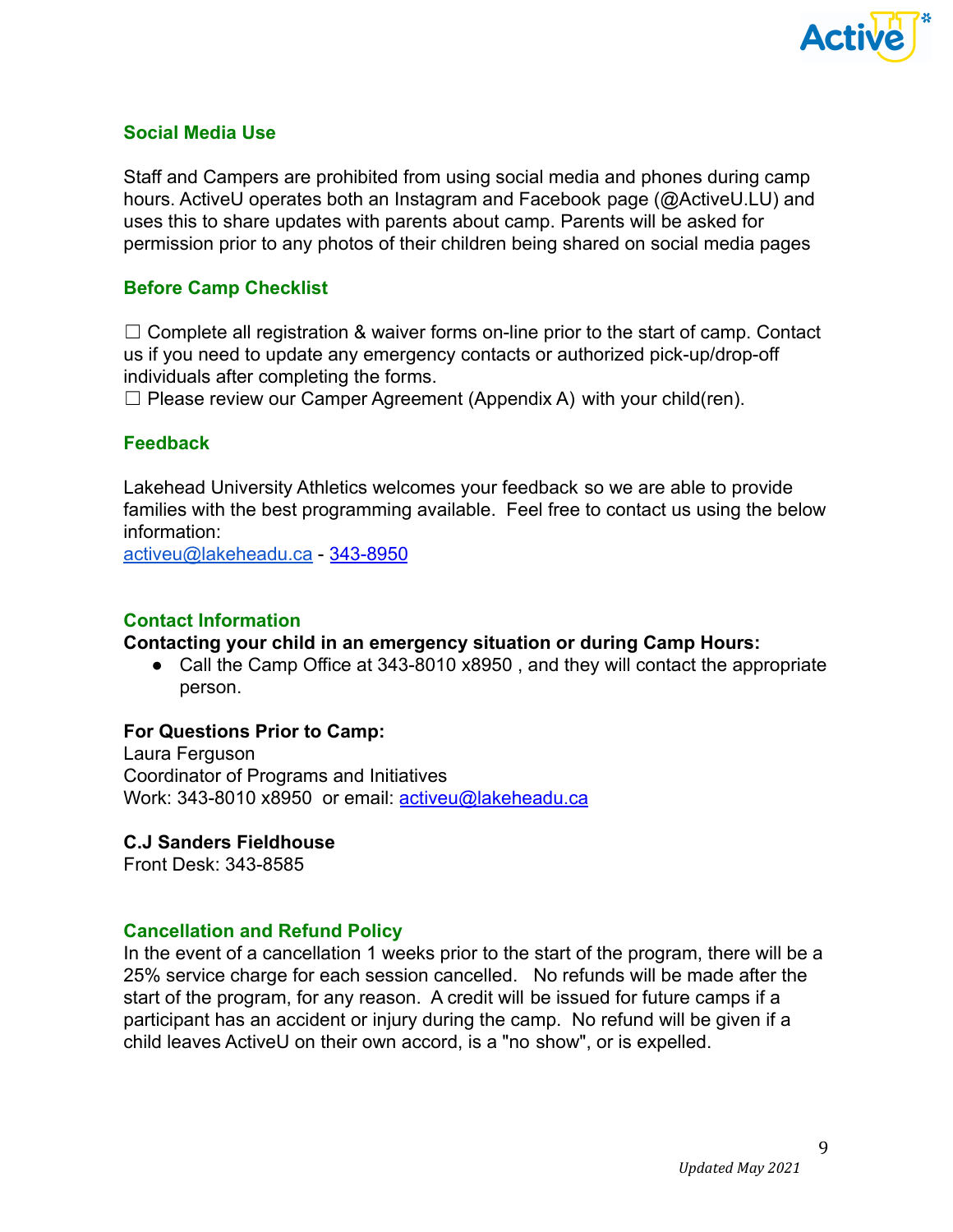## Social Media Use

Staff and Campers are prohibited from using social media and phones during camp hours. ActiveU operates both an Instagram and Facebook page (@ActiveU.LU) and uses this to share updates with parents about camp. Parents will be asked for permission prior to any photos of their children being shared on social media pages

## Before Camp Checklist

☐ Complete all registration & waiver forms on-line prior to the start of camp. Contact us if you need to update any emergency contacts or authorized pick-up/drop-off individuals after completing the forms.
☐ Please review our Camper Agreement (Appendix A) with your child(ren).

## Feedback

Lakehead University Athletics welcomes your feedback so we are able to provide families with the best programming available. Feel free to contact us using the below information:
activeu@lakeheadu.ca - 343-8950

## Contact Information

**Contacting your child in an emergency situation or during Camp Hours:**

- Call the Camp Office at 343-8010 x8950 , and they will contact the appropriate person.

**For Questions Prior to Camp:**
Laura Ferguson
Coordinator of Programs and Initiatives
Work: 343-8010 x8950 or email: activeu@lakeheadu.ca

**C.J Sanders Fieldhouse**
Front Desk: 343-8585

## Cancellation and Refund Policy

In the event of a cancellation 1 weeks prior to the start of the program, there will be a 25% service charge for each session cancelled. No refunds will be made after the start of the program, for any reason. A credit will be issued for future camps if a participant has an accident or injury during the camp. No refund will be given if a child leaves ActiveU on their own accord, is a "no show", or is expelled.

*Updated May 2021*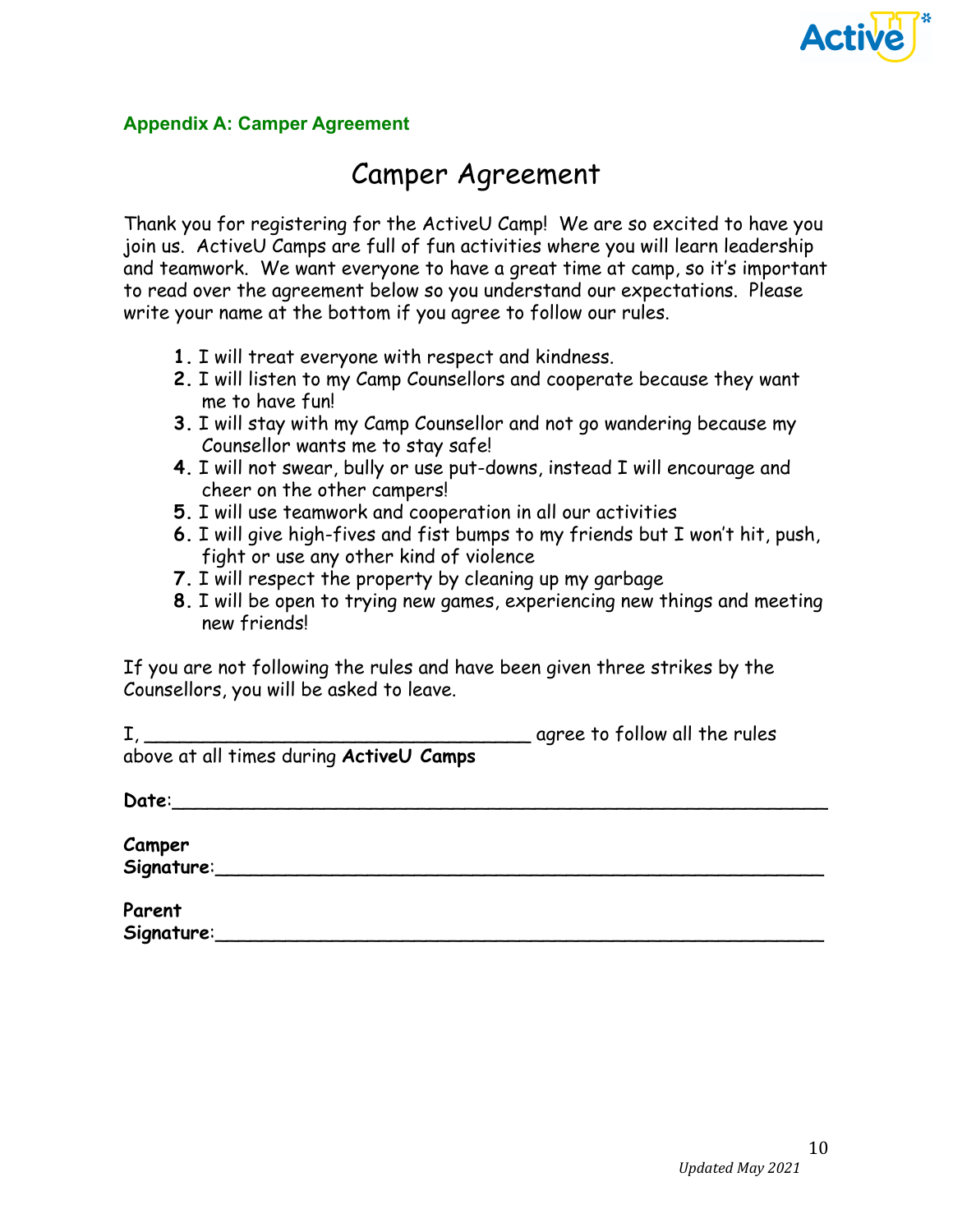### Appendix A: Camper Agreement

# Camper Agreement

Thank you for registering for the ActiveU Camp! We are so excited to have you join us. ActiveU Camps are full of fun activities where you will learn leadership and teamwork. We want everyone to have a great time at camp, so it's important to read over the agreement below so you understand our expectations. Please write your name at the bottom if you agree to follow our rules.

1. I will treat everyone with respect and kindness.
2. I will listen to my Camp Counsellors and cooperate because they want me to have fun!
3. I will stay with my Camp Counsellor and not go wandering because my Counsellor wants me to stay safe!
4. I will not swear, bully or use put-downs, instead I will encourage and cheer on the other campers!
5. I will use teamwork and cooperation in all our activities
6. I will give high-fives and fist bumps to my friends but I won't hit, push, fight or use any other kind of violence
7. I will respect the property by cleaning up my garbage
8. I will be open to trying new games, experiencing new things and meeting new friends!

If you are not following the rules and have been given three strikes by the Counsellors, you will be asked to leave.

I, ________________________________ agree to follow all the rules above at all times during **ActiveU Camps**

**Date**:_______________________________________________________

**Camper Signature**:_______________________________________________

**Parent Signature**:_______________________________________________

*Updated May 2021*